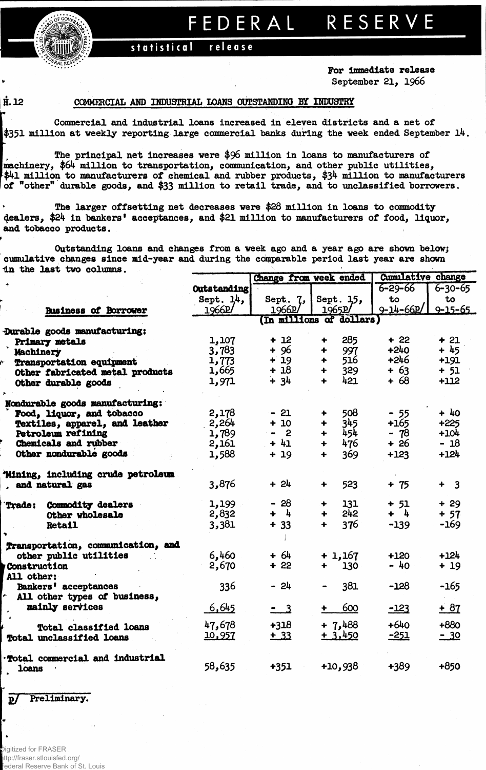# FEDERAL RESERVE

statistical release

For immediate release
September 21, 1966

H.12

## COMMERCIAL AND INDUSTRIAL LOANS OUTSTANDING BY INDUSTRY

Commercial and industrial loans increased in eleven districts and a net of $351 million at weekly reporting large commercial banks during the week ended September 14.

The principal net increases were $96 million in loans to manufacturers of machinery, $64 million to transportation, communication, and other public utilities, $41 million to manufacturers of chemical and rubber products, $34 million to manufacturers of "other" durable goods, and $33 million to retail trade, and to unclassified borrowers.

The larger offsetting net decreases were $28 million in loans to commodity dealers, $24 in bankers' acceptances, and $21 million to manufacturers of food, liquor, and tobacco products.

Outstanding loans and changes from a week ago and a year ago are shown below; cumulative changes since mid-year and during the comparable period last year are shown in the last two columns.

| Business of Borrower | Outstanding Sept. 14, 1966p/ | Change from week ended Sept. 7, 1966p/ | Change from week ended Sept. 15, 1965p/ | Cumulative change 6-29-66 to 9-14-66p/ | Cumulative change 6-30-65 to 9-15-65 |
|---|---|---|---|---|---|
| | (In millions of dollars) | | | | |
| **Durable goods manufacturing:** | | | | | |
| Primary metals | 1,107 | + 12 | + 285 | + 22 | + 21 |
| Machinery | 3,783 | + 96 | + 997 | +240 | + 45 |
| Transportation equipment | 1,773 | + 19 | + 516 | +246 | +191 |
| Other fabricated metal products | 1,665 | + 18 | + 329 | + 63 | + 51 |
| Other durable goods | 1,971 | + 34 | + 421 | + 68 | +112 |
| **Nondurable goods manufacturing:** | | | | | |
| Food, liquor, and tobacco | 2,178 | - 21 | + 508 | - 55 | + 40 |
| Textiles, apparel, and leather | 2,264 | + 10 | + 345 | +165 | +225 |
| Petroleum refining | 1,789 | - 2 | + 454 | - 78 | +104 |
| Chemicals and rubber | 2,161 | + 41 | + 476 | + 26 | - 18 |
| Other nondurable goods | 1,588 | + 19 | + 369 | +123 | +124 |
| **Mining, including crude petroleum and natural gas** | 3,876 | + 24 | + 523 | + 75 | + 3 |
| **Trade:** Commodity dealers | 1,199 | - 28 | + 131 | + 51 | + 29 |
| Other wholesale | 2,832 | + 4 | + 242 | + 4 | + 57 |
| Retail | 3,381 | + 33 | + 376 | -139 | -169 |
| **Transportation, communication, and other public utilities** | 6,460 | + 64 | + 1,167 | +120 | +124 |
| **Construction** | 2,670 | + 22 | + 130 | - 40 | + 19 |
| **All other:** | | | | | |
| Bankers' acceptances | 336 | - 24 | - 381 | -128 | -165 |
| All other types of business, mainly services | 6,645 | - 3 | + 600 | -123 | + 87 |
| Total classified loans | 47,678 | +318 | + 7,488 | +640 | +880 |
| Total unclassified loans | 10,957 | + 33 | + 3,450 | -251 | - 30 |
| **Total commercial and industrial loans** | 58,635 | +351 | +10,938 | +389 | +850 |

p/ Preliminary.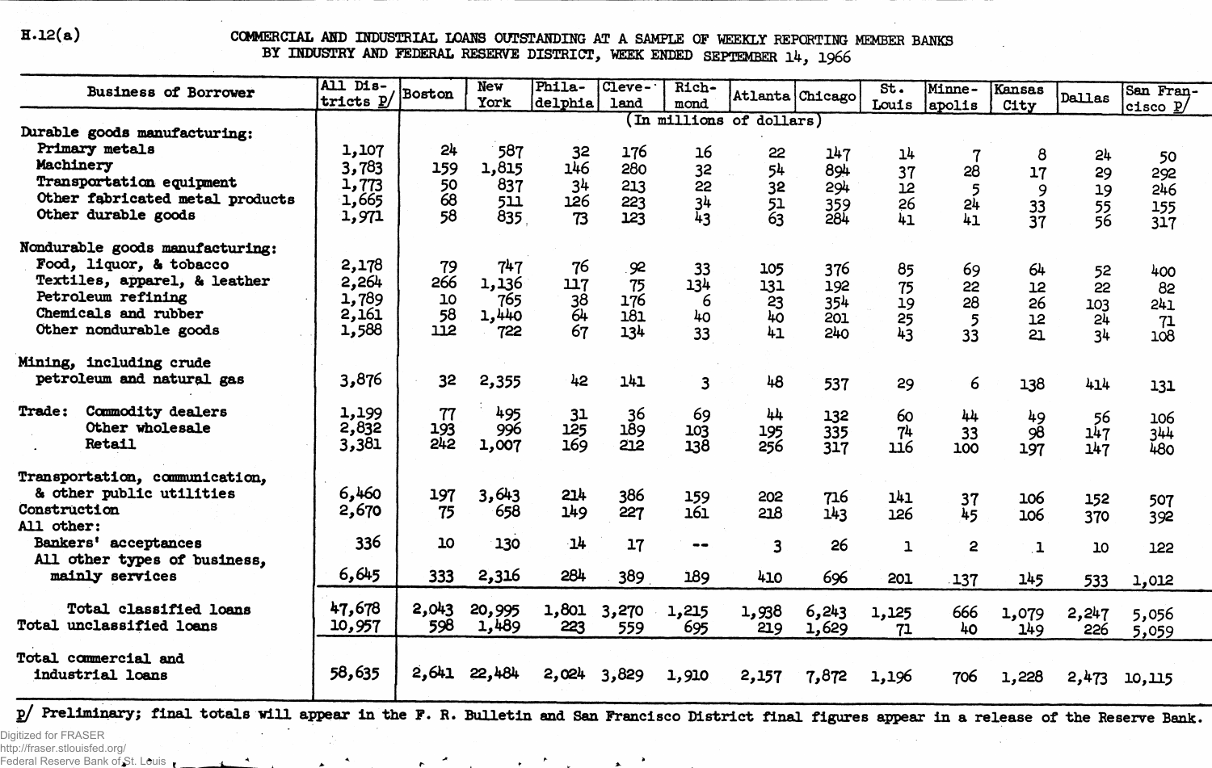H.12(a)

# COMMERCIAL AND INDUSTRIAL LOANS OUTSTANDING AT A SAMPLE OF WEEKLY REPORTING MEMBER BANKS BY INDUSTRY AND FEDERAL RESERVE DISTRICT, WEEK ENDED SEPTEMBER 14, 1966

| Business of Borrower | All Districts p/ | Boston | New York | Philadelphia | Cleveland | Richmond | Atlanta | Chicago | St. Louis | Minneapolis | Kansas City | Dallas | San Francisco p/ |
|---|---|---|---|---|---|---|---|---|---|---|---|---|---|
| | | (In millions of dollars) | | | | | | | | | | | |
| **Durable goods manufacturing:** | | | | | | | | | | | | | |
| Primary metals | 1,107 | 24 | 587 | 32 | 176 | 16 | 22 | 147 | 14 | 7 | 8 | 24 | 50 |
| Machinery | 3,783 | 159 | 1,815 | 146 | 280 | 32 | 54 | 894 | 37 | 28 | 17 | 29 | 292 |
| Transportation equipment | 1,773 | 50 | 837 | 34 | 213 | 22 | 32 | 294 | 12 | 5 | 9 | 19 | 246 |
| Other fabricated metal products | 1,665 | 68 | 511 | 126 | 223 | 34 | 51 | 359 | 26 | 24 | 33 | 55 | 155 |
| Other durable goods | 1,971 | 58 | 835 | 73 | 123 | 43 | 63 | 284 | 41 | 41 | 37 | 56 | 317 |
| **Nondurable goods manufacturing:** | | | | | | | | | | | | | |
| Food, liquor, & tobacco | 2,178 | 79 | 747 | 76 | 92 | 33 | 105 | 376 | 85 | 69 | 64 | 52 | 400 |
| Textiles, apparel, & leather | 2,264 | 266 | 1,136 | 117 | 75 | 134 | 131 | 192 | 75 | 22 | 12 | 22 | 82 |
| Petroleum refining | 1,789 | 10 | 765 | 38 | 176 | 6 | 23 | 354 | 19 | 28 | 26 | 103 | 241 |
| Chemicals and rubber | 2,161 | 58 | 1,440 | 64 | 181 | 40 | 40 | 201 | 25 | 5 | 12 | 24 | 71 |
| Other nondurable goods | 1,588 | 112 | 722 | 67 | 134 | 33 | 41 | 240 | 43 | 33 | 21 | 34 | 108 |
| Mining, including crude petroleum and natural gas | 3,876 | 32 | 2,355 | 42 | 141 | 3 | 48 | 537 | 29 | 6 | 138 | 414 | 131 |
| Trade: Commodity dealers | 1,199 | 77 | 495 | 31 | 36 | 69 | 44 | 132 | 60 | 44 | 49 | 56 | 106 |
| Other wholesale | 2,832 | 193 | 996 | 125 | 189 | 103 | 195 | 335 | 74 | 33 | 98 | 147 | 344 |
| Retail | 3,381 | 242 | 1,007 | 169 | 212 | 138 | 256 | 317 | 116 | 100 | 197 | 147 | 480 |
| Transportation, communication, & other public utilities | 6,460 | 197 | 3,643 | 214 | 386 | 159 | 202 | 716 | 141 | 37 | 106 | 152 | 507 |
| Construction | 2,670 | 75 | 658 | 149 | 227 | 161 | 218 | 143 | 126 | 45 | 106 | 370 | 392 |
| **All other:** | | | | | | | | | | | | | |
| Bankers' acceptances | 336 | 10 | 130 | 14 | 17 | -- | 3 | 26 | 1 | 2 | 1 | 10 | 122 |
| All other types of business, mainly services | 6,645 | 333 | 2,316 | 284 | 389 | 189 | 410 | 696 | 201 | 137 | 145 | 533 | 1,012 |
| Total classified loans | 47,678 | 2,043 | 20,995 | 1,801 | 3,270 | 1,215 | 1,938 | 6,243 | 1,125 | 666 | 1,079 | 2,247 | 5,056 |
| Total unclassified loans | 10,957 | 598 | 1,489 | 223 | 559 | 695 | 219 | 1,629 | 71 | 40 | 149 | 226 | 5,059 |
| Total commercial and industrial loans | 58,635 | 2,641 | 22,484 | 2,024 | 3,829 | 1,910 | 2,157 | 7,872 | 1,196 | 706 | 1,228 | 2,473 | 10,115 |

p/ Preliminary; final totals will appear in the F. R. Bulletin and San Francisco District final figures appear in a release of the Reserve Bank.